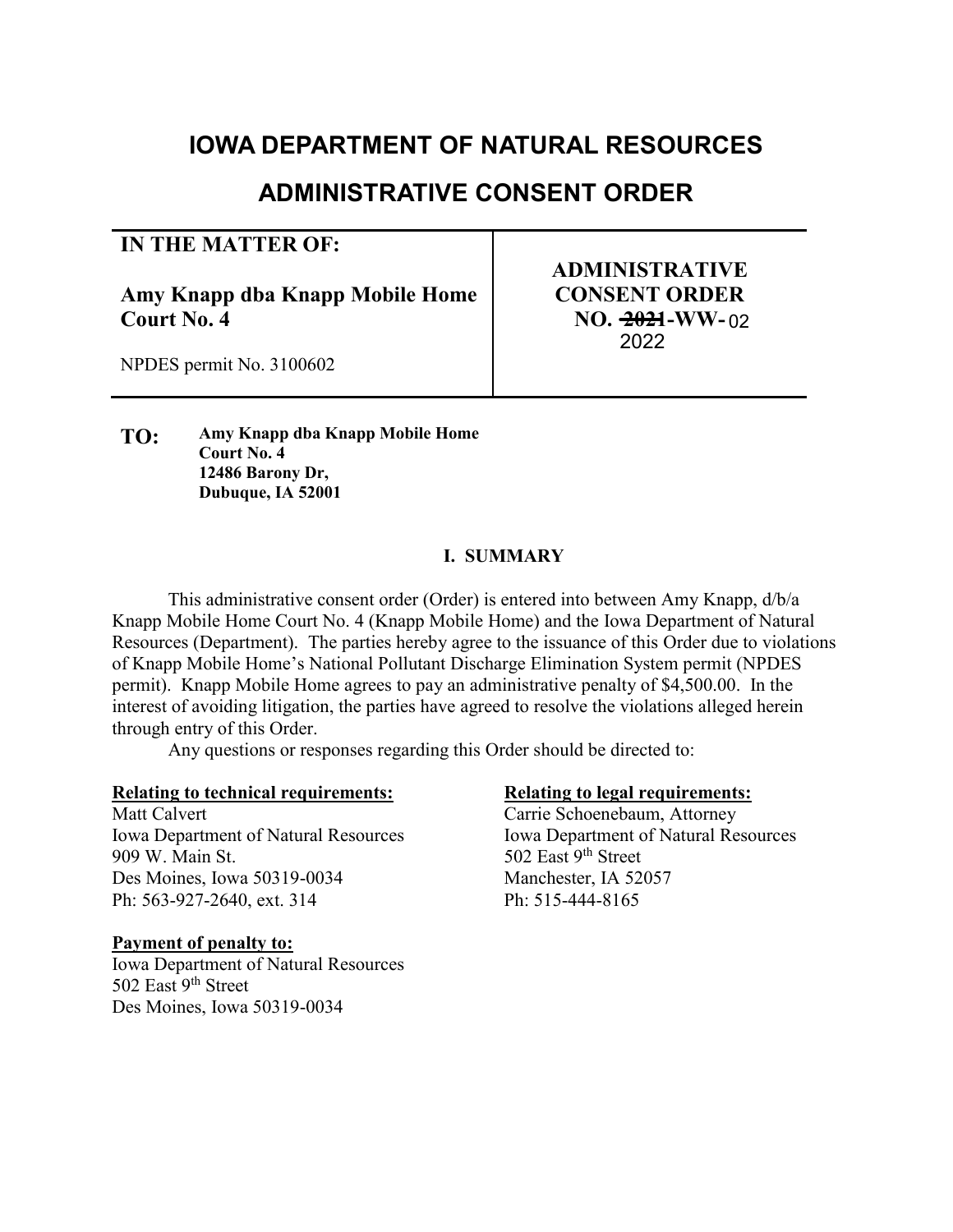# IOWA DEPARTMENT OF NATURAL RESOURCES

## ADMINISTRATIVE CONSENT ORDER

| IN THE MATTER OF: | |
|---|---|
| **Amy Knapp dba Knapp Mobile Home Court No. 4**<br><br>NPDES permit No. 3100602 | **ADMINISTRATIVE CONSENT ORDER NO. ~~2021~~-WW-** 02<br>2022 |

**TO:** **Amy Knapp dba Knapp Mobile Home Court No. 4**
**12486 Barony Dr,**
**Dubuque, IA 52001**

### I. SUMMARY

This administrative consent order (Order) is entered into between Amy Knapp, d/b/a Knapp Mobile Home Court No. 4 (Knapp Mobile Home) and the Iowa Department of Natural Resources (Department). The parties hereby agree to the issuance of this Order due to violations of Knapp Mobile Home's National Pollutant Discharge Elimination System permit (NPDES permit). Knapp Mobile Home agrees to pay an administrative penalty of $4,500.00. In the interest of avoiding litigation, the parties have agreed to resolve the violations alleged herein through entry of this Order.

Any questions or responses regarding this Order should be directed to:

**Relating to technical requirements:**
Matt Calvert
Iowa Department of Natural Resources
909 W. Main St.
Des Moines, Iowa 50319-0034
Ph: 563-927-2640, ext. 314

**Relating to legal requirements:**
Carrie Schoenebaum, Attorney
Iowa Department of Natural Resources
502 East 9th Street
Manchester, IA 52057
Ph: 515-444-8165

**Payment of penalty to:**
Iowa Department of Natural Resources
502 East 9th Street
Des Moines, Iowa 50319-0034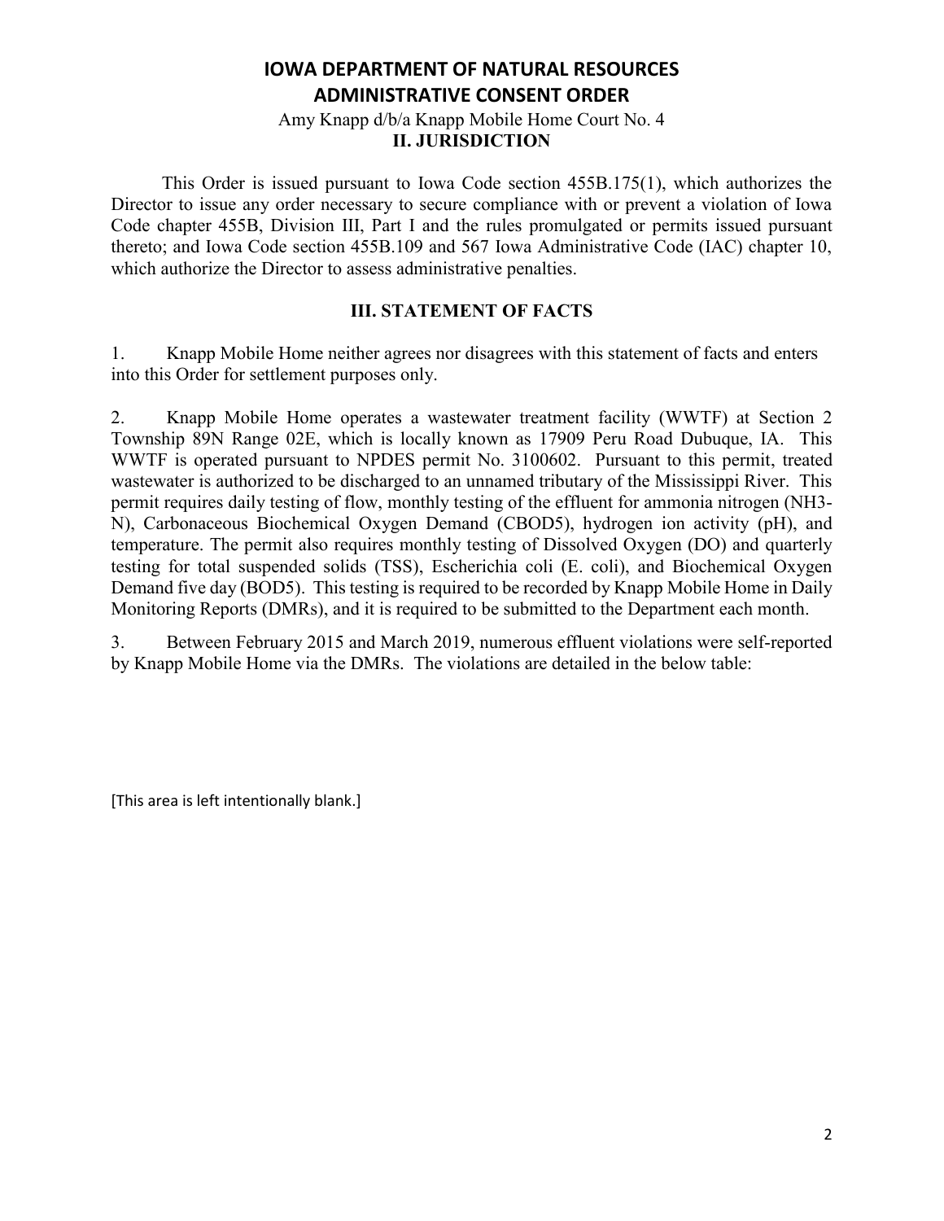**IOWA DEPARTMENT OF NATURAL RESOURCES**
**ADMINISTRATIVE CONSENT ORDER**

Amy Knapp d/b/a Knapp Mobile Home Court No. 4

## II. JURISDICTION

This Order is issued pursuant to Iowa Code section 455B.175(1), which authorizes the Director to issue any order necessary to secure compliance with or prevent a violation of Iowa Code chapter 455B, Division III, Part I and the rules promulgated or permits issued pursuant thereto; and Iowa Code section 455B.109 and 567 Iowa Administrative Code (IAC) chapter 10, which authorize the Director to assess administrative penalties.

## III. STATEMENT OF FACTS

1. Knapp Mobile Home neither agrees nor disagrees with this statement of facts and enters into this Order for settlement purposes only.

2. Knapp Mobile Home operates a wastewater treatment facility (WWTF) at Section 2 Township 89N Range 02E, which is locally known as 17909 Peru Road Dubuque, IA. This WWTF is operated pursuant to NPDES permit No. 3100602. Pursuant to this permit, treated wastewater is authorized to be discharged to an unnamed tributary of the Mississippi River. This permit requires daily testing of flow, monthly testing of the effluent for ammonia nitrogen (NH3-N), Carbonaceous Biochemical Oxygen Demand (CBOD5), hydrogen ion activity (pH), and temperature. The permit also requires monthly testing of Dissolved Oxygen (DO) and quarterly testing for total suspended solids (TSS), Escherichia coli (E. coli), and Biochemical Oxygen Demand five day (BOD5). This testing is required to be recorded by Knapp Mobile Home in Daily Monitoring Reports (DMRs), and it is required to be submitted to the Department each month.

3. Between February 2015 and March 2019, numerous effluent violations were self-reported by Knapp Mobile Home via the DMRs. The violations are detailed in the below table:

[This area is left intentionally blank.]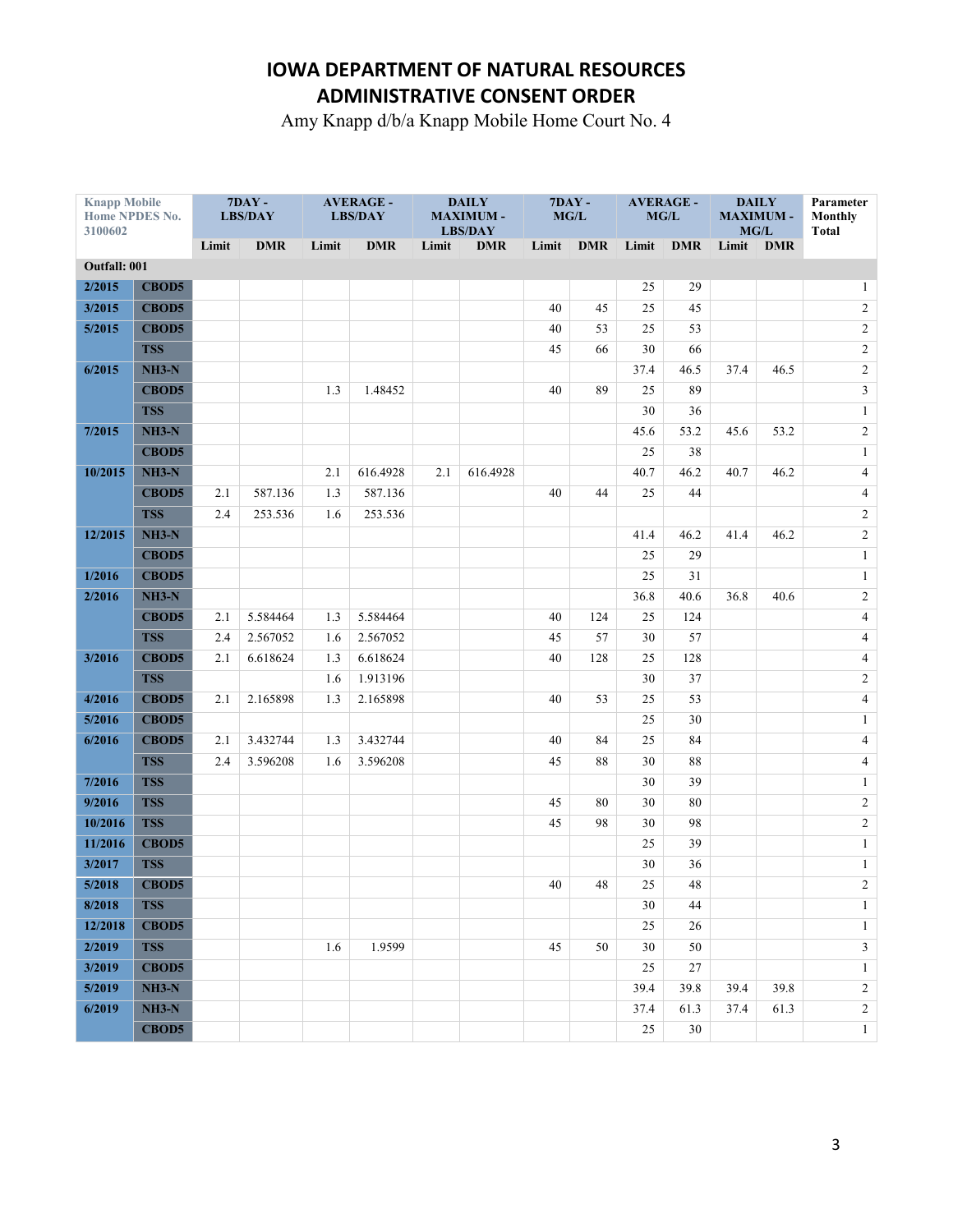# IOWA DEPARTMENT OF NATURAL RESOURCES
# ADMINISTRATIVE CONSENT ORDER

Amy Knapp d/b/a Knapp Mobile Home Court No. 4

| Knapp Mobile Home NPDES No. 3100602 | | 7DAY - LBS/DAY | | AVERAGE - LBS/DAY | | DAILY MAXIMUM - LBS/DAY | | 7DAY - MG/L | | AVERAGE - MG/L | | DAILY MAXIMUM - MG/L | | Parameter Monthly Total |
|---|---|---|---|---|---|---|---|---|---|---|---|---|---|---|
| | | Limit | DMR | Limit | DMR | Limit | DMR | Limit | DMR | Limit | DMR | Limit | DMR | |
| **Outfall: 001** | | | | | | | | | | | | | | |
| 2/2015 | CBOD5 | | | | | | | | | 25 | 29 | | | 1 |
| 3/2015 | CBOD5 | | | | | | | 40 | 45 | 25 | 45 | | | 2 |
| 5/2015 | CBOD5 | | | | | | | 40 | 53 | 25 | 53 | | | 2 |
| | TSS | | | | | | | 45 | 66 | 30 | 66 | | | 2 |
| 6/2015 | NH3-N | | | | | | | | | 37.4 | 46.5 | 37.4 | 46.5 | 2 |
| | CBOD5 | | | 1.3 | 1.48452 | | | 40 | 89 | 25 | 89 | | | 3 |
| | TSS | | | | | | | | | 30 | 36 | | | 1 |
| 7/2015 | NH3-N | | | | | | | | | 45.6 | 53.2 | 45.6 | 53.2 | 2 |
| | CBOD5 | | | | | | | | | 25 | 38 | | | 1 |
| 10/2015 | NH3-N | | | 2.1 | 616.4928 | 2.1 | 616.4928 | | | 40.7 | 46.2 | 40.7 | 46.2 | 4 |
| | CBOD5 | 2.1 | 587.136 | 1.3 | 587.136 | | | 40 | 44 | 25 | 44 | | | 4 |
| | TSS | 2.4 | 253.536 | 1.6 | 253.536 | | | | | | | | | 2 |
| 12/2015 | NH3-N | | | | | | | | | 41.4 | 46.2 | 41.4 | 46.2 | 2 |
| | CBOD5 | | | | | | | | | 25 | 29 | | | 1 |
| 1/2016 | CBOD5 | | | | | | | | | 25 | 31 | | | 1 |
| 2/2016 | NH3-N | | | | | | | | | 36.8 | 40.6 | 36.8 | 40.6 | 2 |
| | CBOD5 | 2.1 | 5.584464 | 1.3 | 5.584464 | | | 40 | 124 | 25 | 124 | | | 4 |
| | TSS | 2.4 | 2.567052 | 1.6 | 2.567052 | | | 45 | 57 | 30 | 57 | | | 4 |
| 3/2016 | CBOD5 | 2.1 | 6.618624 | 1.3 | 6.618624 | | | 40 | 128 | 25 | 128 | | | 4 |
| | TSS | | | 1.6 | 1.913196 | | | | | 30 | 37 | | | 2 |
| 4/2016 | CBOD5 | 2.1 | 2.165898 | 1.3 | 2.165898 | | | 40 | 53 | 25 | 53 | | | 4 |
| 5/2016 | CBOD5 | | | | | | | | | 25 | 30 | | | 1 |
| 6/2016 | CBOD5 | 2.1 | 3.432744 | 1.3 | 3.432744 | | | 40 | 84 | 25 | 84 | | | 4 |
| | TSS | 2.4 | 3.596208 | 1.6 | 3.596208 | | | 45 | 88 | 30 | 88 | | | 4 |
| 7/2016 | TSS | | | | | | | | | 30 | 39 | | | 1 |
| 9/2016 | TSS | | | | | | | 45 | 80 | 30 | 80 | | | 2 |
| 10/2016 | TSS | | | | | | | 45 | 98 | 30 | 98 | | | 2 |
| 11/2016 | CBOD5 | | | | | | | | | 25 | 39 | | | 1 |
| 3/2017 | TSS | | | | | | | | | 30 | 36 | | | 1 |
| 5/2018 | CBOD5 | | | | | | | 40 | 48 | 25 | 48 | | | 2 |
| 8/2018 | TSS | | | | | | | | | 30 | 44 | | | 1 |
| 12/2018 | CBOD5 | | | | | | | | | 25 | 26 | | | 1 |
| 2/2019 | TSS | | | 1.6 | 1.9599 | | | 45 | 50 | 30 | 50 | | | 3 |
| 3/2019 | CBOD5 | | | | | | | | | 25 | 27 | | | 1 |
| 5/2019 | NH3-N | | | | | | | | | 39.4 | 39.8 | 39.4 | 39.8 | 2 |
| 6/2019 | NH3-N | | | | | | | | | 37.4 | 61.3 | 37.4 | 61.3 | 2 |
| | CBOD5 | | | | | | | | | 25 | 30 | | | 1 |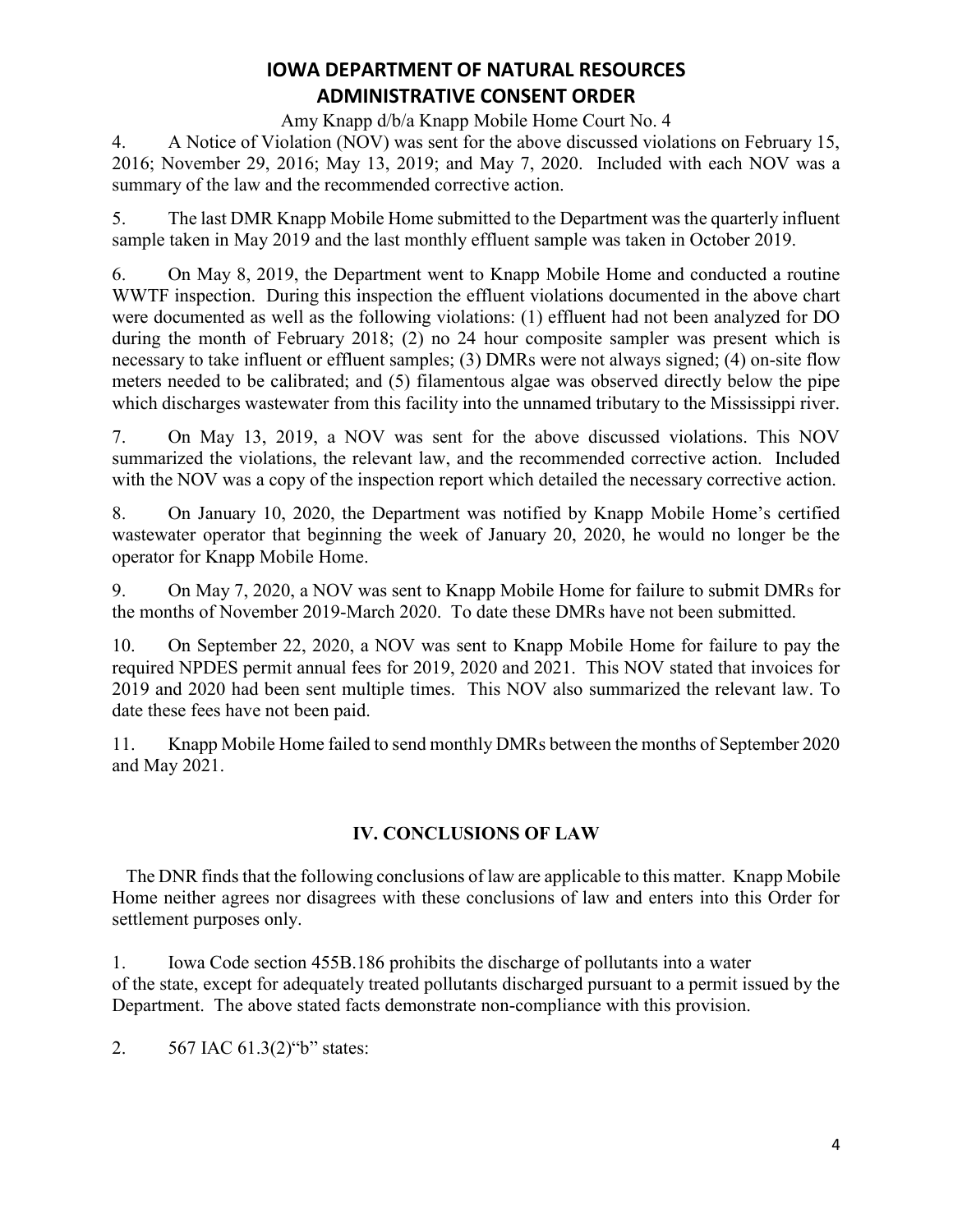4. A Notice of Violation (NOV) was sent for the above discussed violations on February 15, 2016; November 29, 2016; May 13, 2019; and May 7, 2020. Included with each NOV was a summary of the law and the recommended corrective action.

5. The last DMR Knapp Mobile Home submitted to the Department was the quarterly influent sample taken in May 2019 and the last monthly effluent sample was taken in October 2019.

6. On May 8, 2019, the Department went to Knapp Mobile Home and conducted a routine WWTF inspection. During this inspection the effluent violations documented in the above chart were documented as well as the following violations: (1) effluent had not been analyzed for DO during the month of February 2018; (2) no 24 hour composite sampler was present which is necessary to take influent or effluent samples; (3) DMRs were not always signed; (4) on-site flow meters needed to be calibrated; and (5) filamentous algae was observed directly below the pipe which discharges wastewater from this facility into the unnamed tributary to the Mississippi river.

7. On May 13, 2019, a NOV was sent for the above discussed violations. This NOV summarized the violations, the relevant law, and the recommended corrective action. Included with the NOV was a copy of the inspection report which detailed the necessary corrective action.

8. On January 10, 2020, the Department was notified by Knapp Mobile Home's certified wastewater operator that beginning the week of January 20, 2020, he would no longer be the operator for Knapp Mobile Home.

9. On May 7, 2020, a NOV was sent to Knapp Mobile Home for failure to submit DMRs for the months of November 2019-March 2020. To date these DMRs have not been submitted.

10. On September 22, 2020, a NOV was sent to Knapp Mobile Home for failure to pay the required NPDES permit annual fees for 2019, 2020 and 2021. This NOV stated that invoices for 2019 and 2020 had been sent multiple times. This NOV also summarized the relevant law. To date these fees have not been paid.

11. Knapp Mobile Home failed to send monthly DMRs between the months of September 2020 and May 2021.

## IV. CONCLUSIONS OF LAW

The DNR finds that the following conclusions of law are applicable to this matter. Knapp Mobile Home neither agrees nor disagrees with these conclusions of law and enters into this Order for settlement purposes only.

1. Iowa Code section 455B.186 prohibits the discharge of pollutants into a water of the state, except for adequately treated pollutants discharged pursuant to a permit issued by the Department. The above stated facts demonstrate non-compliance with this provision.

2. 567 IAC 61.3(2)"b" states: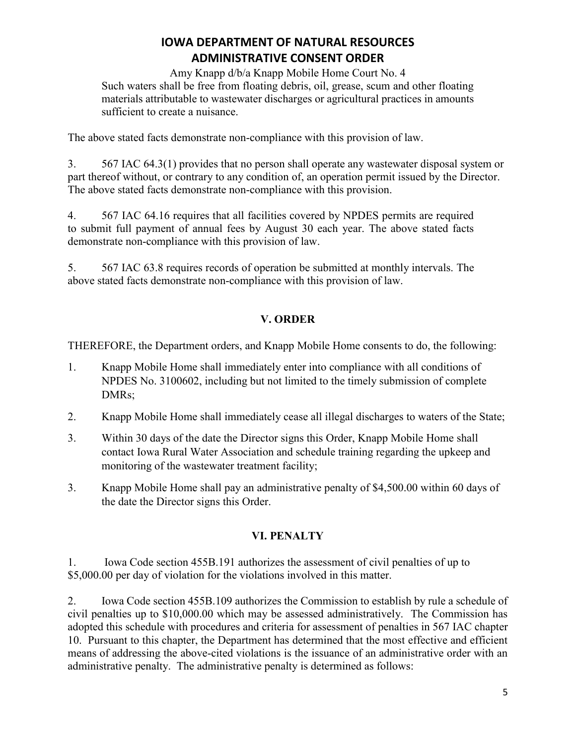Such waters shall be free from floating debris, oil, grease, scum and other floating materials attributable to wastewater discharges or agricultural practices in amounts sufficient to create a nuisance.

The above stated facts demonstrate non-compliance with this provision of law.

3. 567 IAC 64.3(1) provides that no person shall operate any wastewater disposal system or part thereof without, or contrary to any condition of, an operation permit issued by the Director. The above stated facts demonstrate non-compliance with this provision.

4. 567 IAC 64.16 requires that all facilities covered by NPDES permits are required to submit full payment of annual fees by August 30 each year. The above stated facts demonstrate non-compliance with this provision of law.

5. 567 IAC 63.8 requires records of operation be submitted at monthly intervals. The above stated facts demonstrate non-compliance with this provision of law.

## V. ORDER

THEREFORE, the Department orders, and Knapp Mobile Home consents to do, the following:

1. Knapp Mobile Home shall immediately enter into compliance with all conditions of NPDES No. 3100602, including but not limited to the timely submission of complete DMRs;
2. Knapp Mobile Home shall immediately cease all illegal discharges to waters of the State;
3. Within 30 days of the date the Director signs this Order, Knapp Mobile Home shall contact Iowa Rural Water Association and schedule training regarding the upkeep and monitoring of the wastewater treatment facility;
3. Knapp Mobile Home shall pay an administrative penalty of $4,500.00 within 60 days of the date the Director signs this Order.

## VI. PENALTY

1. Iowa Code section 455B.191 authorizes the assessment of civil penalties of up to $5,000.00 per day of violation for the violations involved in this matter.

2. Iowa Code section 455B.109 authorizes the Commission to establish by rule a schedule of civil penalties up to $10,000.00 which may be assessed administratively. The Commission has adopted this schedule with procedures and criteria for assessment of penalties in 567 IAC chapter 10. Pursuant to this chapter, the Department has determined that the most effective and efficient means of addressing the above-cited violations is the issuance of an administrative order with an administrative penalty. The administrative penalty is determined as follows: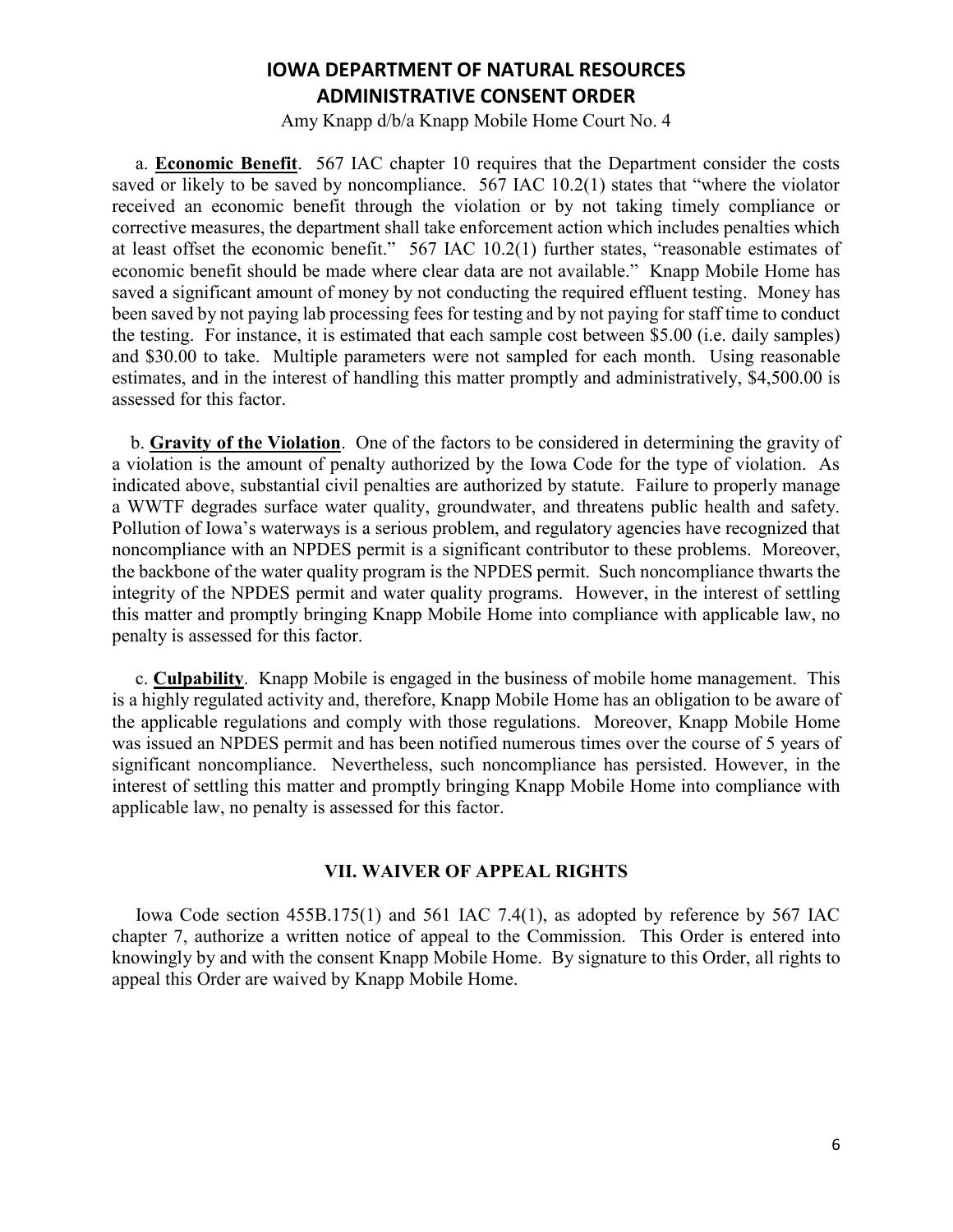a. **Economic Benefit**. 567 IAC chapter 10 requires that the Department consider the costs saved or likely to be saved by noncompliance. 567 IAC 10.2(1) states that "where the violator received an economic benefit through the violation or by not taking timely compliance or corrective measures, the department shall take enforcement action which includes penalties which at least offset the economic benefit." 567 IAC 10.2(1) further states, "reasonable estimates of economic benefit should be made where clear data are not available." Knapp Mobile Home has saved a significant amount of money by not conducting the required effluent testing. Money has been saved by not paying lab processing fees for testing and by not paying for staff time to conduct the testing. For instance, it is estimated that each sample cost between $5.00 (i.e. daily samples) and $30.00 to take. Multiple parameters were not sampled for each month. Using reasonable estimates, and in the interest of handling this matter promptly and administratively, $4,500.00 is assessed for this factor.

b. **Gravity of the Violation**. One of the factors to be considered in determining the gravity of a violation is the amount of penalty authorized by the Iowa Code for the type of violation. As indicated above, substantial civil penalties are authorized by statute. Failure to properly manage a WWTF degrades surface water quality, groundwater, and threatens public health and safety. Pollution of Iowa's waterways is a serious problem, and regulatory agencies have recognized that noncompliance with an NPDES permit is a significant contributor to these problems. Moreover, the backbone of the water quality program is the NPDES permit. Such noncompliance thwarts the integrity of the NPDES permit and water quality programs. However, in the interest of settling this matter and promptly bringing Knapp Mobile Home into compliance with applicable law, no penalty is assessed for this factor.

c. **Culpability**. Knapp Mobile is engaged in the business of mobile home management. This is a highly regulated activity and, therefore, Knapp Mobile Home has an obligation to be aware of the applicable regulations and comply with those regulations. Moreover, Knapp Mobile Home was issued an NPDES permit and has been notified numerous times over the course of 5 years of significant noncompliance. Nevertheless, such noncompliance has persisted. However, in the interest of settling this matter and promptly bringing Knapp Mobile Home into compliance with applicable law, no penalty is assessed for this factor.

## VII. WAIVER OF APPEAL RIGHTS

Iowa Code section 455B.175(1) and 561 IAC 7.4(1), as adopted by reference by 567 IAC chapter 7, authorize a written notice of appeal to the Commission. This Order is entered into knowingly by and with the consent Knapp Mobile Home. By signature to this Order, all rights to appeal this Order are waived by Knapp Mobile Home.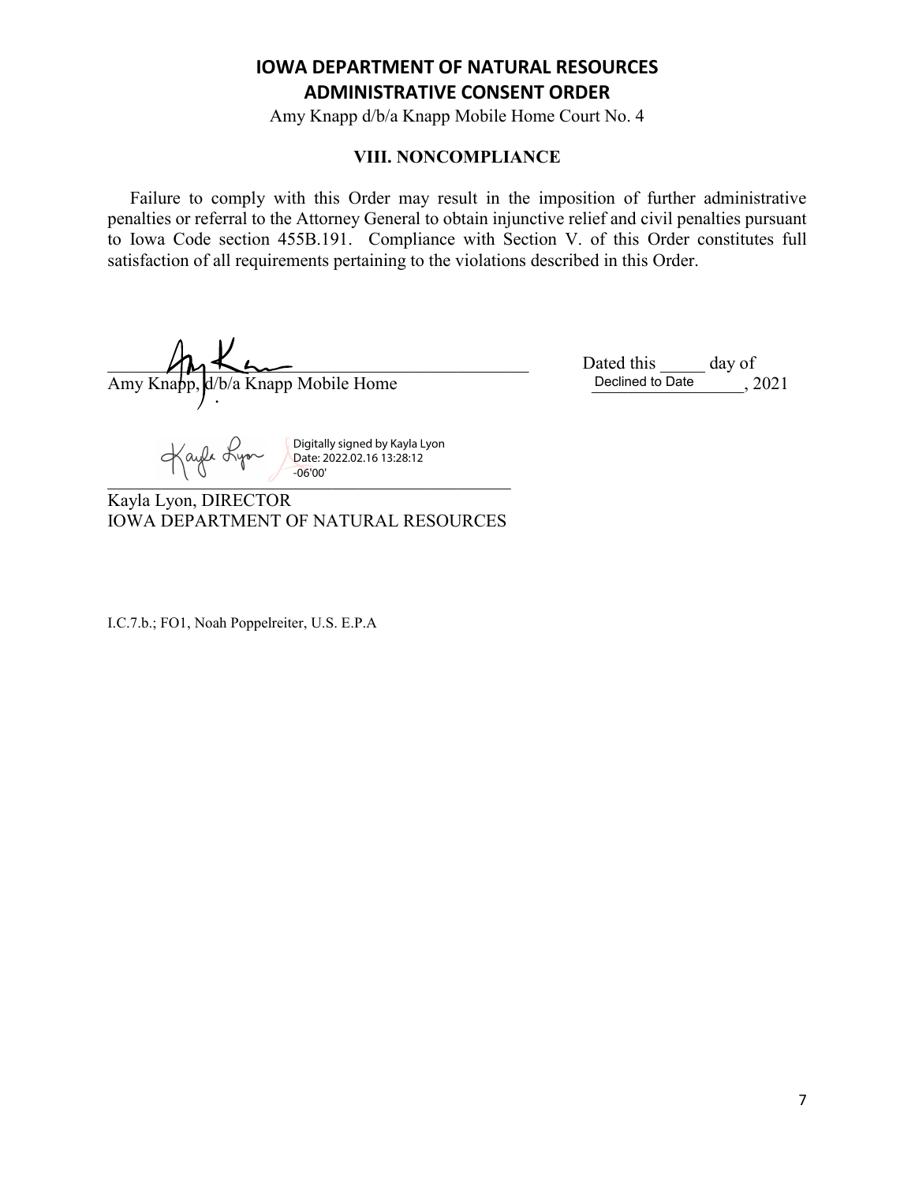# IOWA DEPARTMENT OF NATURAL RESOURCES
# ADMINISTRATIVE CONSENT ORDER

Amy Knapp d/b/a Knapp Mobile Home Court No. 4

### VIII. NONCOMPLIANCE

Failure to comply with this Order may result in the imposition of further administrative penalties or referral to the Attorney General to obtain injunctive relief and civil penalties pursuant to Iowa Code section 455B.191. Compliance with Section V. of this Order constitutes full satisfaction of all requirements pertaining to the violations described in this Order.

\_\_\_\_\_\_\_\_\_\_\_\_\_\_\_\_\_\_\_\_\_\_\_\_\_\_\_\_\_\_\_\_\_\_\_\_\_\_\_\_\_\_\_\_\_\_\_\_
Amy Knapp, d/b/a Knapp Mobile Home

Dated this \_\_\_\_\_ day of
Declined to Date, 2021

Digitally signed by Kayla Lyon
Date: 2022.02.16 13:28:12
-06'00'

\_\_\_\_\_\_\_\_\_\_\_\_\_\_\_\_\_\_\_\_\_\_\_\_\_\_\_\_\_\_\_\_\_\_\_\_\_\_\_\_\_\_\_\_\_\_\_\_
Kayla Lyon, DIRECTOR
IOWA DEPARTMENT OF NATURAL RESOURCES

I.C.7.b.; FO1, Noah Poppelreiter, U.S. E.P.A